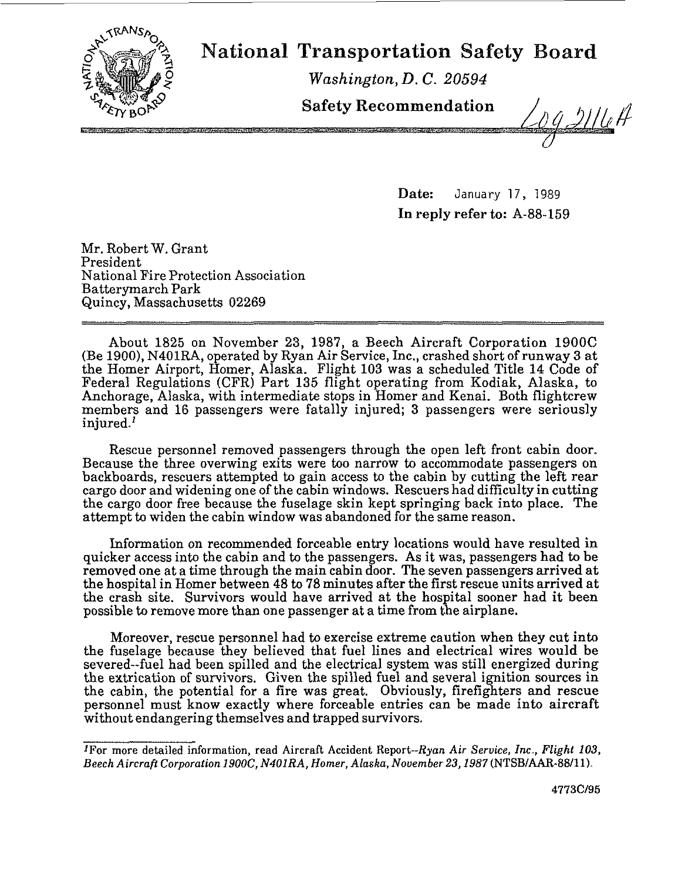# National Transportation Safety Board

*Washington, D.C. 20594*

**Safety Recommendation**

Log 2116A

**Date:** January 17, 1989

**In reply refer to:** A-88-159

Mr. Robert W. Grant
President
National Fire Protection Association
Batterymarch Park
Quincy, Massachusetts 02269

About 1825 on November 23, 1987, a Beech Aircraft Corporation 1900C (Be 1900), N401RA, operated by Ryan Air Service, Inc., crashed short of runway 3 at the Homer Airport, Homer, Alaska. Flight 103 was a scheduled Title 14 Code of Federal Regulations (CFR) Part 135 flight operating from Kodiak, Alaska, to Anchorage, Alaska, with intermediate stops in Homer and Kenai. Both flightcrew members and 16 passengers were fatally injured; 3 passengers were seriously injured.[1]

Rescue personnel removed passengers through the open left front cabin door. Because the three overwing exits were too narrow to accommodate passengers on backboards, rescuers attempted to gain access to the cabin by cutting the left rear cargo door and widening one of the cabin windows. Rescuers had difficulty in cutting the cargo door free because the fuselage skin kept springing back into place. The attempt to widen the cabin window was abandoned for the same reason.

Information on recommended forceable entry locations would have resulted in quicker access into the cabin and to the passengers. As it was, passengers had to be removed one at a time through the main cabin door. The seven passengers arrived at the hospital in Homer between 48 to 78 minutes after the first rescue units arrived at the crash site. Survivors would have arrived at the hospital sooner had it been possible to remove more than one passenger at a time from the airplane.

Moreover, rescue personnel had to exercise extreme caution when they cut into the fuselage because they believed that fuel lines and electrical wires would be severed--fuel had been spilled and the electrical system was still energized during the extrication of survivors. Given the spilled fuel and several ignition sources in the cabin, the potential for a fire was great. Obviously, firefighters and rescue personnel must know exactly where forceable entries can be made into aircraft without endangering themselves and trapped survivors.

[1]For more detailed information, read Aircraft Accident Report--*Ryan Air Service, Inc., Flight 103, Beech Aircraft Corporation 1900C, N401RA, Homer, Alaska, November 23, 1987* (NTSB/AAR-88/11).

4773C/95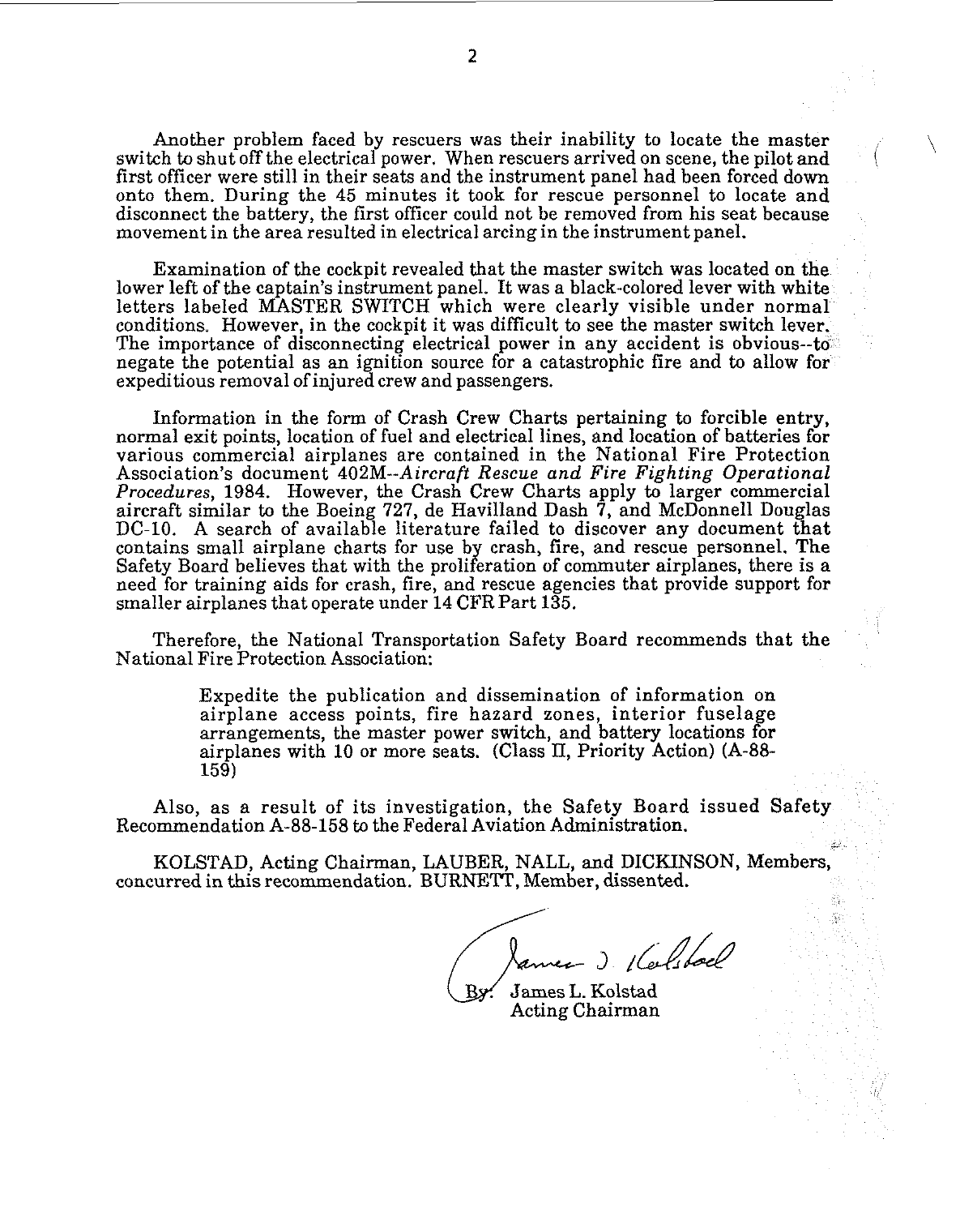Another problem faced by rescuers was their inability to locate the master switch to shut off the electrical power. When rescuers arrived on scene, the pilot and first officer were still in their seats and the instrument panel had been forced down onto them. During the 45 minutes it took for rescue personnel to locate and disconnect the battery, the first officer could not be removed from his seat because movement in the area resulted in electrical arcing in the instrument panel.

Examination of the cockpit revealed that the master switch was located on the lower left of the captain's instrument panel. It was a black-colored lever with white letters labeled MASTER SWITCH which were clearly visible under normal conditions. However, in the cockpit it was difficult to see the master switch lever. The importance of disconnecting electrical power in any accident is obvious--to negate the potential as an ignition source for a catastrophic fire and to allow for expeditious removal of injured crew and passengers.

Information in the form of Crash Crew Charts pertaining to forcible entry, normal exit points, location of fuel and electrical lines, and location of batteries for various commercial airplanes are contained in the National Fire Protection Association's document 402M--*Aircraft Rescue and Fire Fighting Operational Procedures*, 1984. However, the Crash Crew Charts apply to larger commercial aircraft similar to the Boeing 727, de Havilland Dash 7, and McDonnell Douglas DC-10. A search of available literature failed to discover any document that contains small airplane charts for use by crash, fire, and rescue personnel. The Safety Board believes that with the proliferation of commuter airplanes, there is a need for training aids for crash, fire, and rescue agencies that provide support for smaller airplanes that operate under 14 CFR Part 135.

Therefore, the National Transportation Safety Board recommends that the National Fire Protection Association:

> Expedite the publication and dissemination of information on airplane access points, fire hazard zones, interior fuselage arrangements, the master power switch, and battery locations for airplanes with 10 or more seats. (Class II, Priority Action) (A-88-159)

Also, as a result of its investigation, the Safety Board issued Safety Recommendation A-88-158 to the Federal Aviation Administration.

KOLSTAD, Acting Chairman, LAUBER, NALL, and DICKINSON, Members, concurred in this recommendation. BURNETT, Member, dissented.

By: James L. Kolstad
Acting Chairman